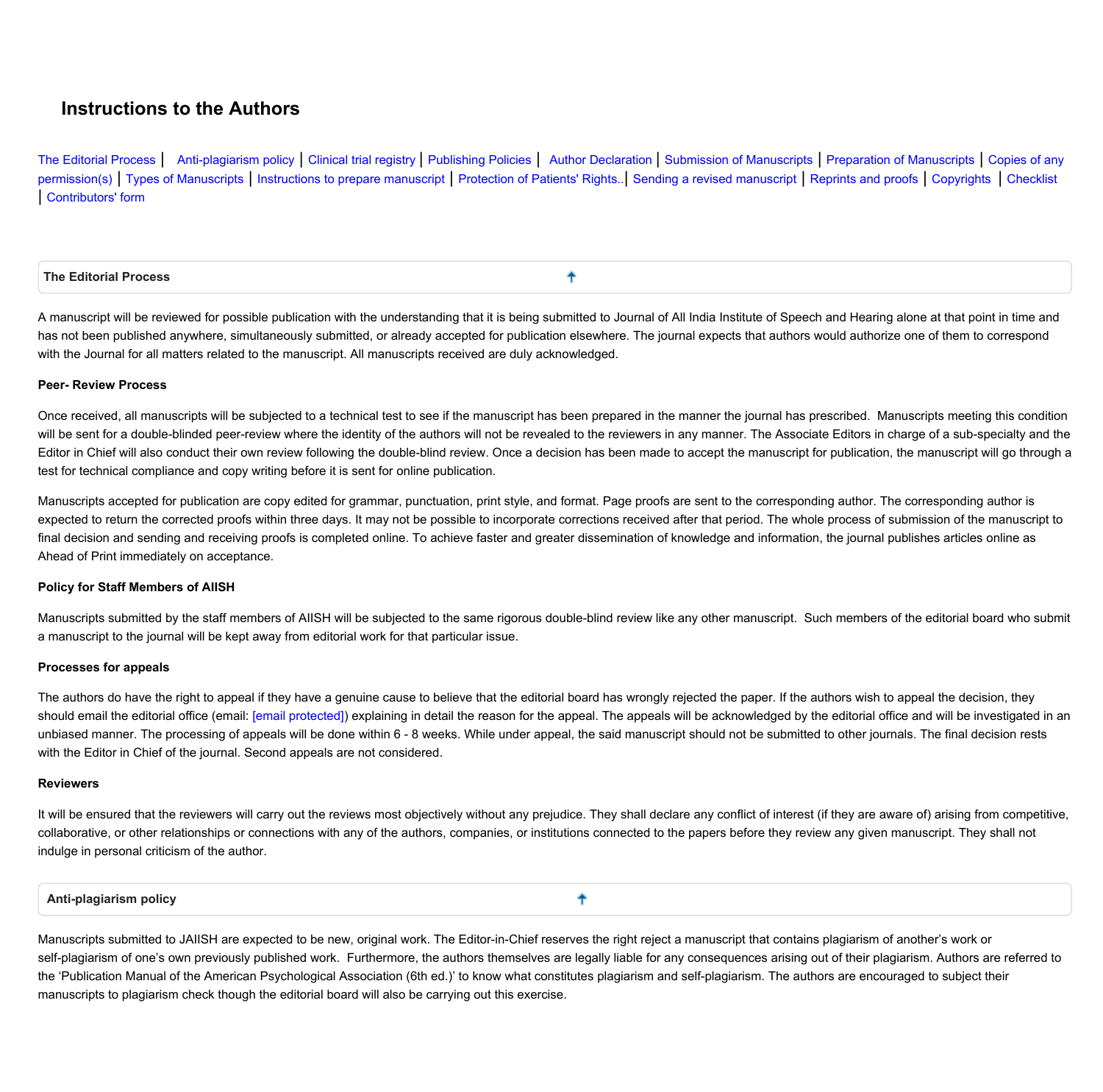# Instructions to the Authors

The Editorial Process | Anti-plagiarism policy | Clinical trial registry | Publishing Policies | Author Declaration | Submission of Manuscripts | Preparation of Manuscripts | Copies of any permission(s) | Types of Manuscripts | Instructions to prepare manuscript | Protection of Patients' Rights..| Sending a revised manuscript | Reprints and proofs | Copyrights | Checklist | Contributors' form

## The Editorial Process

A manuscript will be reviewed for possible publication with the understanding that it is being submitted to Journal of All India Institute of Speech and Hearing alone at that point in time and has not been published anywhere, simultaneously submitted, or already accepted for publication elsewhere. The journal expects that authors would authorize one of them to correspond with the Journal for all matters related to the manuscript. All manuscripts received are duly acknowledged.

### Peer- Review Process

Once received, all manuscripts will be subjected to a technical test to see if the manuscript has been prepared in the manner the journal has prescribed. Manuscripts meeting this condition will be sent for a double-blinded peer-review where the identity of the authors will not be revealed to the reviewers in any manner. The Associate Editors in charge of a sub-specialty and the Editor in Chief will also conduct their own review following the double-blind review. Once a decision has been made to accept the manuscript for publication, the manuscript will go through a test for technical compliance and copy writing before it is sent for online publication.

Manuscripts accepted for publication are copy edited for grammar, punctuation, print style, and format. Page proofs are sent to the corresponding author. The corresponding author is expected to return the corrected proofs within three days. It may not be possible to incorporate corrections received after that period. The whole process of submission of the manuscript to final decision and sending and receiving proofs is completed online. To achieve faster and greater dissemination of knowledge and information, the journal publishes articles online as Ahead of Print immediately on acceptance.

### Policy for Staff Members of AIISH

Manuscripts submitted by the staff members of AIISH will be subjected to the same rigorous double-blind review like any other manuscript. Such members of the editorial board who submit a manuscript to the journal will be kept away from editorial work for that particular issue.

### Processes for appeals

The authors do have the right to appeal if they have a genuine cause to believe that the editorial board has wrongly rejected the paper. If the authors wish to appeal the decision, they should email the editorial office (email: [email protected]) explaining in detail the reason for the appeal. The appeals will be acknowledged by the editorial office and will be investigated in an unbiased manner. The processing of appeals will be done within 6 - 8 weeks. While under appeal, the said manuscript should not be submitted to other journals. The final decision rests with the Editor in Chief of the journal. Second appeals are not considered.

### Reviewers

It will be ensured that the reviewers will carry out the reviews most objectively without any prejudice. They shall declare any conflict of interest (if they are aware of) arising from competitive, collaborative, or other relationships or connections with any of the authors, companies, or institutions connected to the papers before they review any given manuscript. They shall not indulge in personal criticism of the author.

## Anti-plagiarism policy

Manuscripts submitted to JAIISH are expected to be new, original work. The Editor-in-Chief reserves the right reject a manuscript that contains plagiarism of another's work or self-plagiarism of one's own previously published work. Furthermore, the authors themselves are legally liable for any consequences arising out of their plagiarism. Authors are referred to the 'Publication Manual of the American Psychological Association (6th ed.)' to know what constitutes plagiarism and self-plagiarism. The authors are encouraged to subject their manuscripts to plagiarism check though the editorial board will also be carrying out this exercise.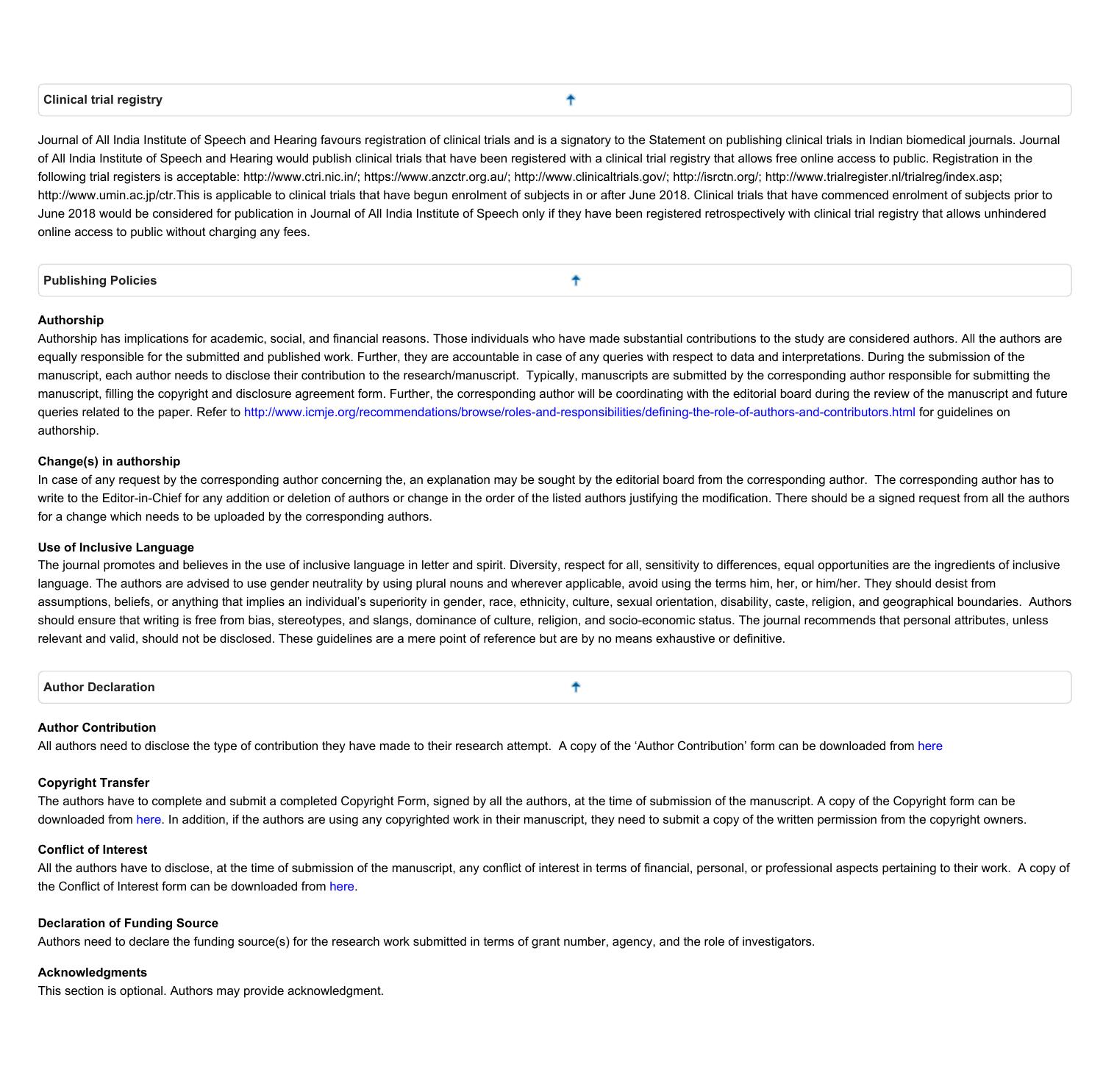## Clinical trial registry

Journal of All India Institute of Speech and Hearing favours registration of clinical trials and is a signatory to the Statement on publishing clinical trials in Indian biomedical journals. Journal of All India Institute of Speech and Hearing would publish clinical trials that have been registered with a clinical trial registry that allows free online access to public. Registration in the following trial registers is acceptable: http://www.ctri.nic.in/; https://www.anzctr.org.au/; http://www.clinicaltrials.gov/; http://isrctn.org/; http://www.trialregister.nl/trialreg/index.asp; http://www.umin.ac.jp/ctr.This is applicable to clinical trials that have begun enrolment of subjects in or after June 2018. Clinical trials that have commenced enrolment of subjects prior to June 2018 would be considered for publication in Journal of All India Institute of Speech only if they have been registered retrospectively with clinical trial registry that allows unhindered online access to public without charging any fees.

## Publishing Policies

### Authorship

Authorship has implications for academic, social, and financial reasons. Those individuals who have made substantial contributions to the study are considered authors. All the authors are equally responsible for the submitted and published work. Further, they are accountable in case of any queries with respect to data and interpretations. During the submission of the manuscript, each author needs to disclose their contribution to the research/manuscript. Typically, manuscripts are submitted by the corresponding author responsible for submitting the manuscript, filling the copyright and disclosure agreement form. Further, the corresponding author will be coordinating with the editorial board during the review of the manuscript and future queries related to the paper. Refer to http://www.icmje.org/recommendations/browse/roles-and-responsibilities/defining-the-role-of-authors-and-contributors.html for guidelines on authorship.

### Change(s) in authorship

In case of any request by the corresponding author concerning the, an explanation may be sought by the editorial board from the corresponding author. The corresponding author has to write to the Editor-in-Chief for any addition or deletion of authors or change in the order of the listed authors justifying the modification. There should be a signed request from all the authors for a change which needs to be uploaded by the corresponding authors.

### Use of Inclusive Language

The journal promotes and believes in the use of inclusive language in letter and spirit. Diversity, respect for all, sensitivity to differences, equal opportunities are the ingredients of inclusive language. The authors are advised to use gender neutrality by using plural nouns and wherever applicable, avoid using the terms him, her, or him/her. They should desist from assumptions, beliefs, or anything that implies an individual's superiority in gender, race, ethnicity, culture, sexual orientation, disability, caste, religion, and geographical boundaries. Authors should ensure that writing is free from bias, stereotypes, and slangs, dominance of culture, religion, and socio-economic status. The journal recommends that personal attributes, unless relevant and valid, should not be disclosed. These guidelines are a mere point of reference but are by no means exhaustive or definitive.

## Author Declaration

### Author Contribution

All authors need to disclose the type of contribution they have made to their research attempt. A copy of the 'Author Contribution' form can be downloaded from here

### Copyright Transfer

The authors have to complete and submit a completed Copyright Form, signed by all the authors, at the time of submission of the manuscript. A copy of the Copyright form can be downloaded from here. In addition, if the authors are using any copyrighted work in their manuscript, they need to submit a copy of the written permission from the copyright owners.

### Conflict of Interest

All the authors have to disclose, at the time of submission of the manuscript, any conflict of interest in terms of financial, personal, or professional aspects pertaining to their work. A copy of the Conflict of Interest form can be downloaded from here.

### Declaration of Funding Source

Authors need to declare the funding source(s) for the research work submitted in terms of grant number, agency, and the role of investigators.

### Acknowledgments

This section is optional. Authors may provide acknowledgment.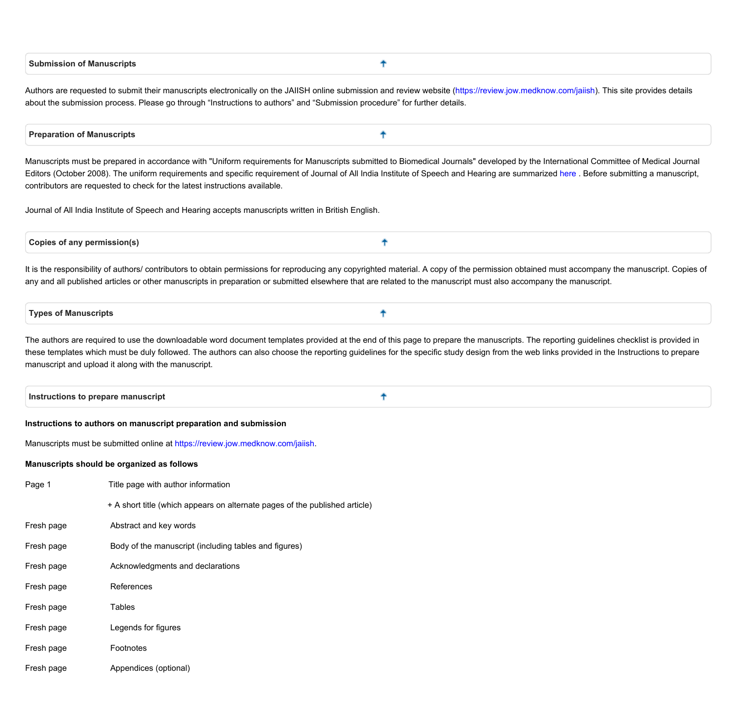## Submission of Manuscripts

Authors are requested to submit their manuscripts electronically on the JAIISH online submission and review website (https://review.jow.medknow.com/jaiish). This site provides details about the submission process. Please go through “Instructions to authors” and “Submission procedure” for further details.

## Preparation of Manuscripts

Manuscripts must be prepared in accordance with "Uniform requirements for Manuscripts submitted to Biomedical Journals" developed by the International Committee of Medical Journal Editors (October 2008). The uniform requirements and specific requirement of Journal of All India Institute of Speech and Hearing are summarized here . Before submitting a manuscript, contributors are requested to check for the latest instructions available.

Journal of All India Institute of Speech and Hearing accepts manuscripts written in British English.

## Copies of any permission(s)

It is the responsibility of authors/ contributors to obtain permissions for reproducing any copyrighted material. A copy of the permission obtained must accompany the manuscript. Copies of any and all published articles or other manuscripts in preparation or submitted elsewhere that are related to the manuscript must also accompany the manuscript.

## Types of Manuscripts

The authors are required to use the downloadable word document templates provided at the end of this page to prepare the manuscripts. The reporting guidelines checklist is provided in these templates which must be duly followed. The authors can also choose the reporting guidelines for the specific study design from the web links provided in the Instructions to prepare manuscript and upload it along with the manuscript.

## Instructions to prepare manuscript

**Instructions to authors on manuscript preparation and submission**

Manuscripts must be submitted online at https://review.jow.medknow.com/jaiish.

**Manuscripts should be organized as follows**

| | |
|---|---|
| Page 1 | Title page with author information |
| | + A short title (which appears on alternate pages of the published article) |
| Fresh page | Abstract and key words |
| Fresh page | Body of the manuscript (including tables and figures) |
| Fresh page | Acknowledgments and declarations |
| Fresh page | References |
| Fresh page | Tables |
| Fresh page | Legends for figures |
| Fresh page | Footnotes |
| Fresh page | Appendices (optional) |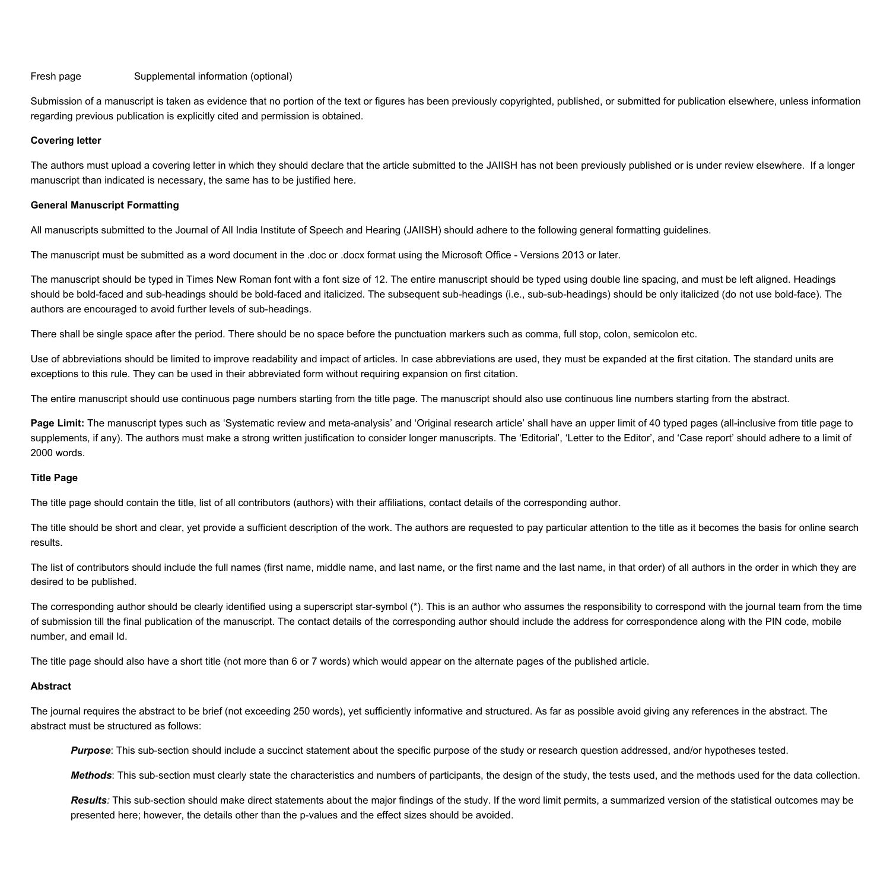Fresh page Supplemental information (optional)

Submission of a manuscript is taken as evidence that no portion of the text or figures has been previously copyrighted, published, or submitted for publication elsewhere, unless information regarding previous publication is explicitly cited and permission is obtained.

**Covering letter**

The authors must upload a covering letter in which they should declare that the article submitted to the JAIISH has not been previously published or is under review elsewhere. If a longer manuscript than indicated is necessary, the same has to be justified here.

**General Manuscript Formatting**

All manuscripts submitted to the Journal of All India Institute of Speech and Hearing (JAIISH) should adhere to the following general formatting guidelines.

The manuscript must be submitted as a word document in the .doc or .docx format using the Microsoft Office - Versions 2013 or later.

The manuscript should be typed in Times New Roman font with a font size of 12. The entire manuscript should be typed using double line spacing, and must be left aligned. Headings should be bold-faced and sub-headings should be bold-faced and italicized. The subsequent sub-headings (i.e., sub-sub-headings) should be only italicized (do not use bold-face). The authors are encouraged to avoid further levels of sub-headings.

There shall be single space after the period. There should be no space before the punctuation markers such as comma, full stop, colon, semicolon etc.

Use of abbreviations should be limited to improve readability and impact of articles. In case abbreviations are used, they must be expanded at the first citation. The standard units are exceptions to this rule. They can be used in their abbreviated form without requiring expansion on first citation.

The entire manuscript should use continuous page numbers starting from the title page. The manuscript should also use continuous line numbers starting from the abstract.

**Page Limit:** The manuscript types such as 'Systematic review and meta-analysis' and 'Original research article' shall have an upper limit of 40 typed pages (all-inclusive from title page to supplements, if any). The authors must make a strong written justification to consider longer manuscripts. The 'Editorial', 'Letter to the Editor', and 'Case report' should adhere to a limit of 2000 words.

**Title Page**

The title page should contain the title, list of all contributors (authors) with their affiliations, contact details of the corresponding author.

The title should be short and clear, yet provide a sufficient description of the work. The authors are requested to pay particular attention to the title as it becomes the basis for online search results.

The list of contributors should include the full names (first name, middle name, and last name, or the first name and the last name, in that order) of all authors in the order in which they are desired to be published.

The corresponding author should be clearly identified using a superscript star-symbol (*). This is an author who assumes the responsibility to correspond with the journal team from the time of submission till the final publication of the manuscript. The contact details of the corresponding author should include the address for correspondence along with the PIN code, mobile number, and email Id.

The title page should also have a short title (not more than 6 or 7 words) which would appear on the alternate pages of the published article.

**Abstract**

The journal requires the abstract to be brief (not exceeding 250 words), yet sufficiently informative and structured. As far as possible avoid giving any references in the abstract. The abstract must be structured as follows:

> ***Purpose***: This sub-section should include a succinct statement about the specific purpose of the study or research question addressed, and/or hypotheses tested.
>
> ***Methods***: This sub-section must clearly state the characteristics and numbers of participants, the design of the study, the tests used, and the methods used for the data collection.
>
> ***Results****:* This sub-section should make direct statements about the major findings of the study. If the word limit permits, a summarized version of the statistical outcomes may be presented here; however, the details other than the p-values and the effect sizes should be avoided.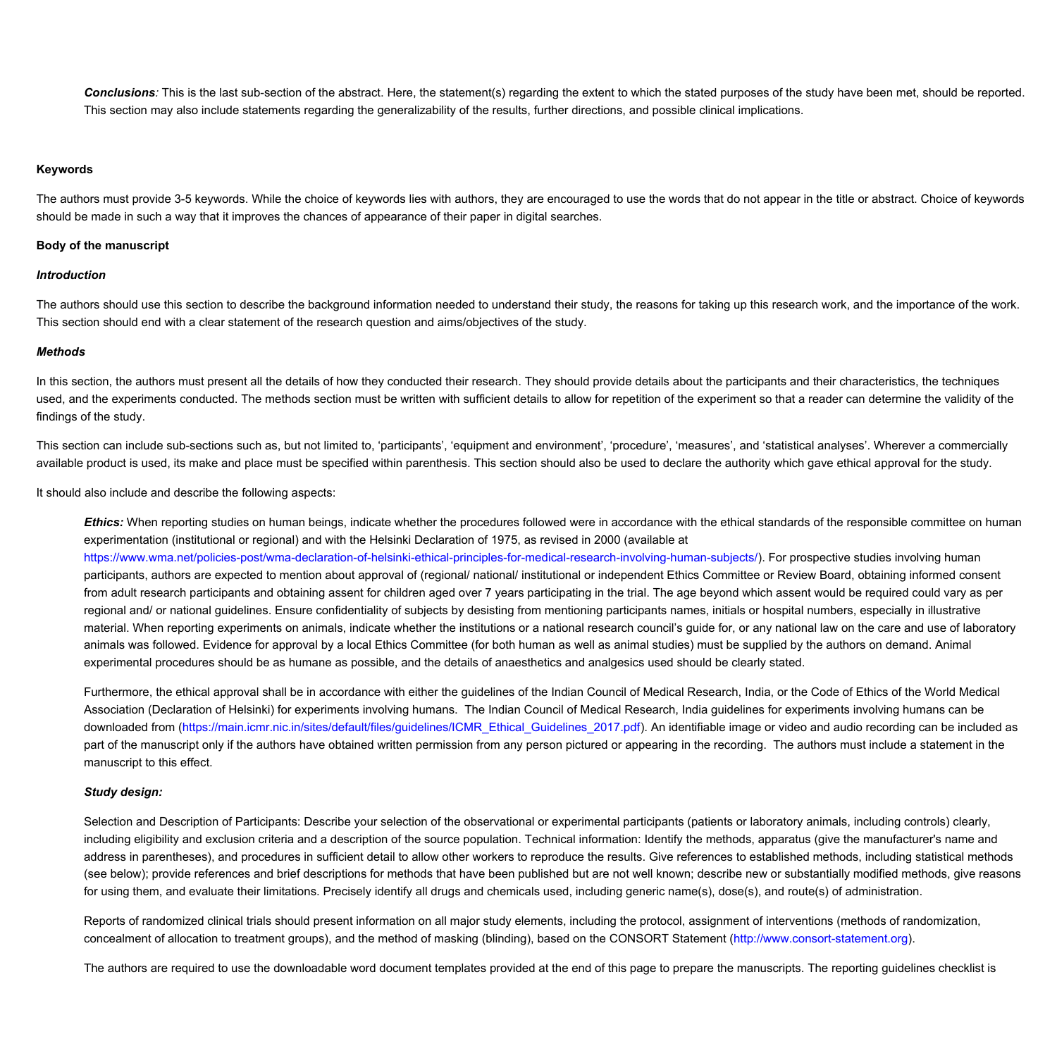***Conclusions**:* This is the last sub-section of the abstract. Here, the statement(s) regarding the extent to which the stated purposes of the study have been met, should be reported. This section may also include statements regarding the generalizability of the results, further directions, and possible clinical implications.

**Keywords**

The authors must provide 3-5 keywords. While the choice of keywords lies with authors, they are encouraged to use the words that do not appear in the title or abstract. Choice of keywords should be made in such a way that it improves the chances of appearance of their paper in digital searches.

**Body of the manuscript**

***Introduction***

The authors should use this section to describe the background information needed to understand their study, the reasons for taking up this research work, and the importance of the work. This section should end with a clear statement of the research question and aims/objectives of the study.

***Methods***

In this section, the authors must present all the details of how they conducted their research. They should provide details about the participants and their characteristics, the techniques used, and the experiments conducted. The methods section must be written with sufficient details to allow for repetition of the experiment so that a reader can determine the validity of the findings of the study.

This section can include sub-sections such as, but not limited to, 'participants', 'equipment and environment', 'procedure', 'measures', and 'statistical analyses'. Wherever a commercially available product is used, its make and place must be specified within parenthesis. This section should also be used to declare the authority which gave ethical approval for the study.

It should also include and describe the following aspects:

***Ethics:*** When reporting studies on human beings, indicate whether the procedures followed were in accordance with the ethical standards of the responsible committee on human experimentation (institutional or regional) and with the Helsinki Declaration of 1975, as revised in 2000 (available at https://www.wma.net/policies-post/wma-declaration-of-helsinki-ethical-principles-for-medical-research-involving-human-subjects/). For prospective studies involving human participants, authors are expected to mention about approval of (regional/ national/ institutional or independent Ethics Committee or Review Board, obtaining informed consent from adult research participants and obtaining assent for children aged over 7 years participating in the trial. The age beyond which assent would be required could vary as per regional and/ or national guidelines. Ensure confidentiality of subjects by desisting from mentioning participants names, initials or hospital numbers, especially in illustrative material. When reporting experiments on animals, indicate whether the institutions or a national research council's guide for, or any national law on the care and use of laboratory animals was followed. Evidence for approval by a local Ethics Committee (for both human as well as animal studies) must be supplied by the authors on demand. Animal experimental procedures should be as humane as possible, and the details of anaesthetics and analgesics used should be clearly stated.

Furthermore, the ethical approval shall be in accordance with either the guidelines of the Indian Council of Medical Research, India, or the Code of Ethics of the World Medical Association (Declaration of Helsinki) for experiments involving humans. The Indian Council of Medical Research, India guidelines for experiments involving humans can be downloaded from (https://main.icmr.nic.in/sites/default/files/guidelines/ICMR_Ethical_Guidelines_2017.pdf). An identifiable image or video and audio recording can be included as part of the manuscript only if the authors have obtained written permission from any person pictured or appearing in the recording. The authors must include a statement in the manuscript to this effect.

***Study design:***

Selection and Description of Participants: Describe your selection of the observational or experimental participants (patients or laboratory animals, including controls) clearly, including eligibility and exclusion criteria and a description of the source population. Technical information: Identify the methods, apparatus (give the manufacturer's name and address in parentheses), and procedures in sufficient detail to allow other workers to reproduce the results. Give references to established methods, including statistical methods (see below); provide references and brief descriptions for methods that have been published but are not well known; describe new or substantially modified methods, give reasons for using them, and evaluate their limitations. Precisely identify all drugs and chemicals used, including generic name(s), dose(s), and route(s) of administration.

Reports of randomized clinical trials should present information on all major study elements, including the protocol, assignment of interventions (methods of randomization, concealment of allocation to treatment groups), and the method of masking (blinding), based on the CONSORT Statement (http://www.consort-statement.org).

The authors are required to use the downloadable word document templates provided at the end of this page to prepare the manuscripts. The reporting guidelines checklist is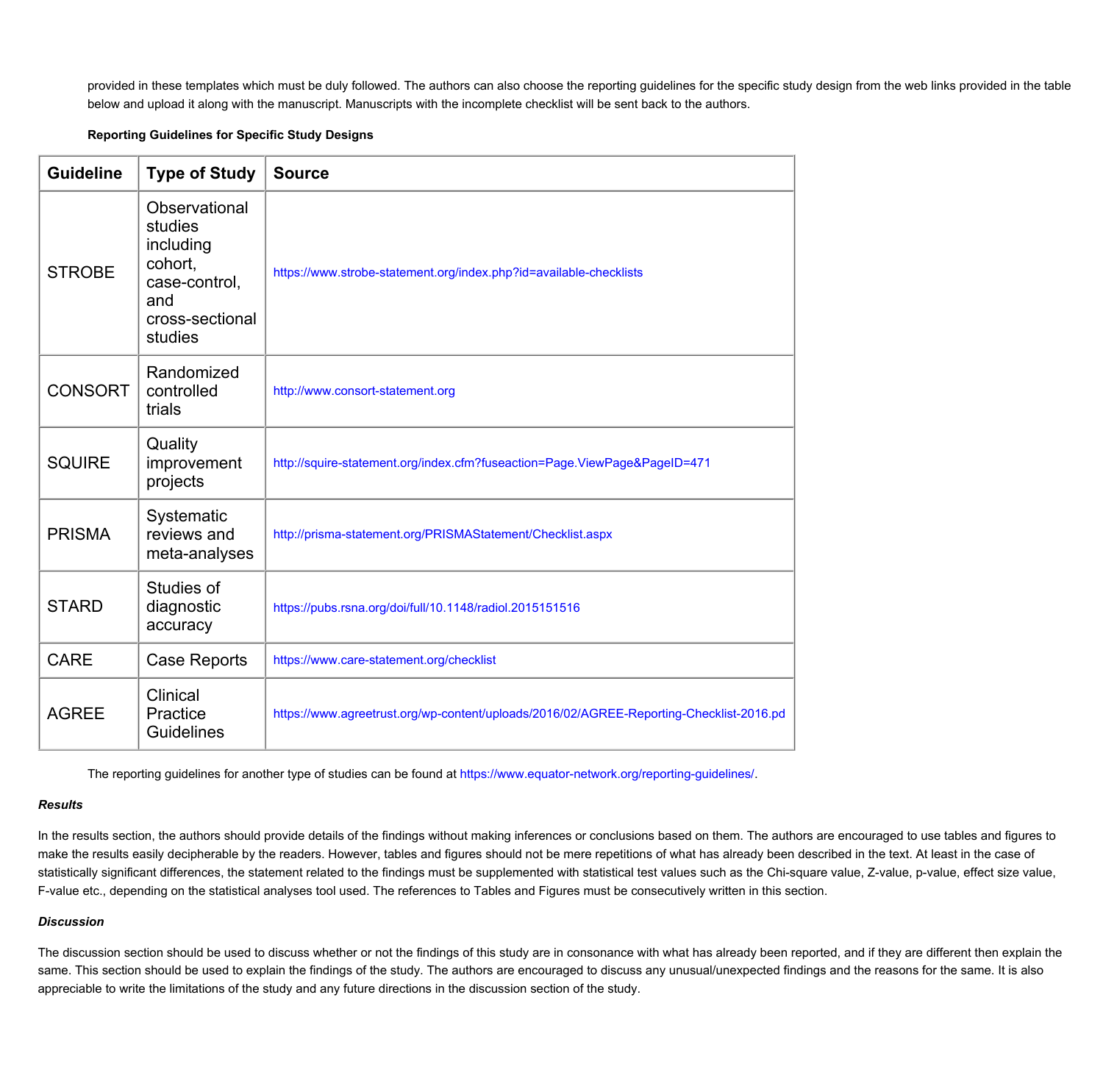provided in these templates which must be duly followed. The authors can also choose the reporting guidelines for the specific study design from the web links provided in the table below and upload it along with the manuscript. Manuscripts with the incomplete checklist will be sent back to the authors.

**Reporting Guidelines for Specific Study Designs**

| Guideline | Type of Study | Source |
|---|---|---|
| STROBE | Observational studies including cohort, case-control, and cross-sectional studies | https://www.strobe-statement.org/index.php?id=available-checklists |
| CONSORT | Randomized controlled trials | http://www.consort-statement.org |
| SQUIRE | Quality improvement projects | http://squire-statement.org/index.cfm?fuseaction=Page.ViewPage&PageID=471 |
| PRISMA | Systematic reviews and meta-analyses | http://prisma-statement.org/PRISMAStatement/Checklist.aspx |
| STARD | Studies of diagnostic accuracy | https://pubs.rsna.org/doi/full/10.1148/radiol.2015151516 |
| CARE | Case Reports | https://www.care-statement.org/checklist |
| AGREE | Clinical Practice Guidelines | https://www.agreetrust.org/wp-content/uploads/2016/02/AGREE-Reporting-Checklist-2016.pd |

The reporting guidelines for another type of studies can be found at https://www.equator-network.org/reporting-guidelines/.

***Results***

In the results section, the authors should provide details of the findings without making inferences or conclusions based on them. The authors are encouraged to use tables and figures to make the results easily decipherable by the readers. However, tables and figures should not be mere repetitions of what has already been described in the text. At least in the case of statistically significant differences, the statement related to the findings must be supplemented with statistical test values such as the Chi-square value, Z-value, p-value, effect size value, F-value etc., depending on the statistical analyses tool used. The references to Tables and Figures must be consecutively written in this section.

***Discussion***

The discussion section should be used to discuss whether or not the findings of this study are in consonance with what has already been reported, and if they are different then explain the same. This section should be used to explain the findings of the study. The authors are encouraged to discuss any unusual/unexpected findings and the reasons for the same. It is also appreciable to write the limitations of the study and any future directions in the discussion section of the study.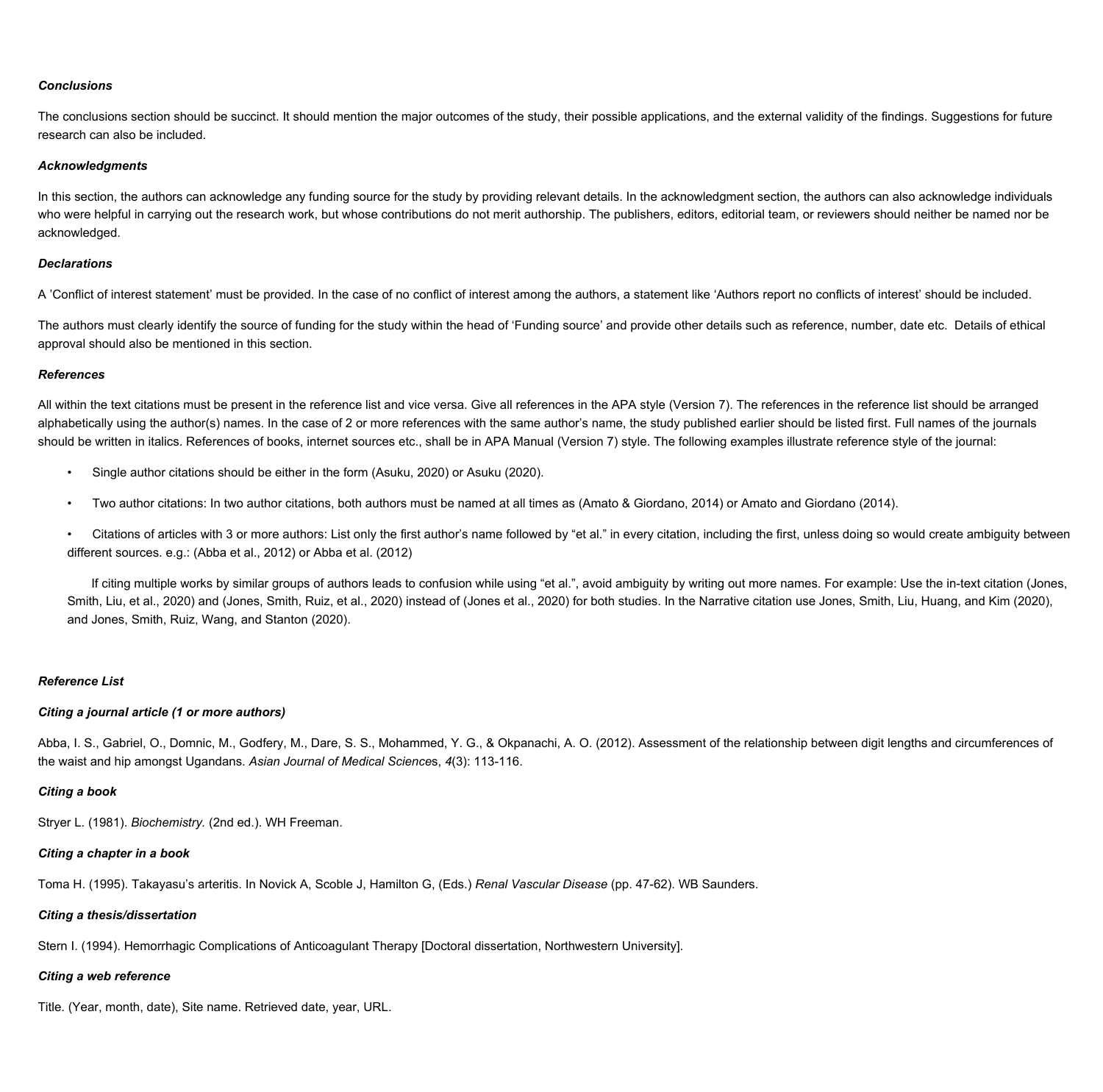***Conclusions***

The conclusions section should be succinct. It should mention the major outcomes of the study, their possible applications, and the external validity of the findings. Suggestions for future research can also be included.

***Acknowledgments***

In this section, the authors can acknowledge any funding source for the study by providing relevant details. In the acknowledgment section, the authors can also acknowledge individuals who were helpful in carrying out the research work, but whose contributions do not merit authorship. The publishers, editors, editorial team, or reviewers should neither be named nor be acknowledged.

***Declarations***

A 'Conflict of interest statement' must be provided. In the case of no conflict of interest among the authors, a statement like 'Authors report no conflicts of interest' should be included.

The authors must clearly identify the source of funding for the study within the head of 'Funding source' and provide other details such as reference, number, date etc. Details of ethical approval should also be mentioned in this section.

***References***

All within the text citations must be present in the reference list and vice versa. Give all references in the APA style (Version 7). The references in the reference list should be arranged alphabetically using the author(s) names. In the case of 2 or more references with the same author's name, the study published earlier should be listed first. Full names of the journals should be written in italics. References of books, internet sources etc., shall be in APA Manual (Version 7) style. The following examples illustrate reference style of the journal:

- Single author citations should be either in the form (Asuku, 2020) or Asuku (2020).
- Two author citations: In two author citations, both authors must be named at all times as (Amato & Giordano, 2014) or Amato and Giordano (2014).
- Citations of articles with 3 or more authors: List only the first author's name followed by "et al." in every citation, including the first, unless doing so would create ambiguity between different sources. e.g.: (Abba et al., 2012) or Abba et al. (2012)

  If citing multiple works by similar groups of authors leads to confusion while using "et al.", avoid ambiguity by writing out more names. For example: Use the in-text citation (Jones, Smith, Liu, et al., 2020) and (Jones, Smith, Ruiz, et al., 2020) instead of (Jones et al., 2020) for both studies. In the Narrative citation use Jones, Smith, Liu, Huang, and Kim (2020), and Jones, Smith, Ruiz, Wang, and Stanton (2020).

***Reference List***

***Citing a journal article (1 or more authors)***

Abba, I. S., Gabriel, O., Domnic, M., Godfery, M., Dare, S. S., Mohammed, Y. G., & Okpanachi, A. O. (2012). Assessment of the relationship between digit lengths and circumferences of the waist and hip amongst Ugandans. *Asian Journal of Medical Science*s, *4*(3): 113-116.

***Citing a book***

Stryer L. (1981). *Biochemistry.* (2nd ed.). WH Freeman.

***Citing a chapter in a book***

Toma H. (1995). Takayasu's arteritis. In Novick A, Scoble J, Hamilton G, (Eds.) *Renal Vascular Disease* (pp. 47-62). WB Saunders.

***Citing a thesis/dissertation***

Stern I. (1994). Hemorrhagic Complications of Anticoagulant Therapy [Doctoral dissertation, Northwestern University].

***Citing a web reference***

Title. (Year, month, date), Site name. Retrieved date, year, URL.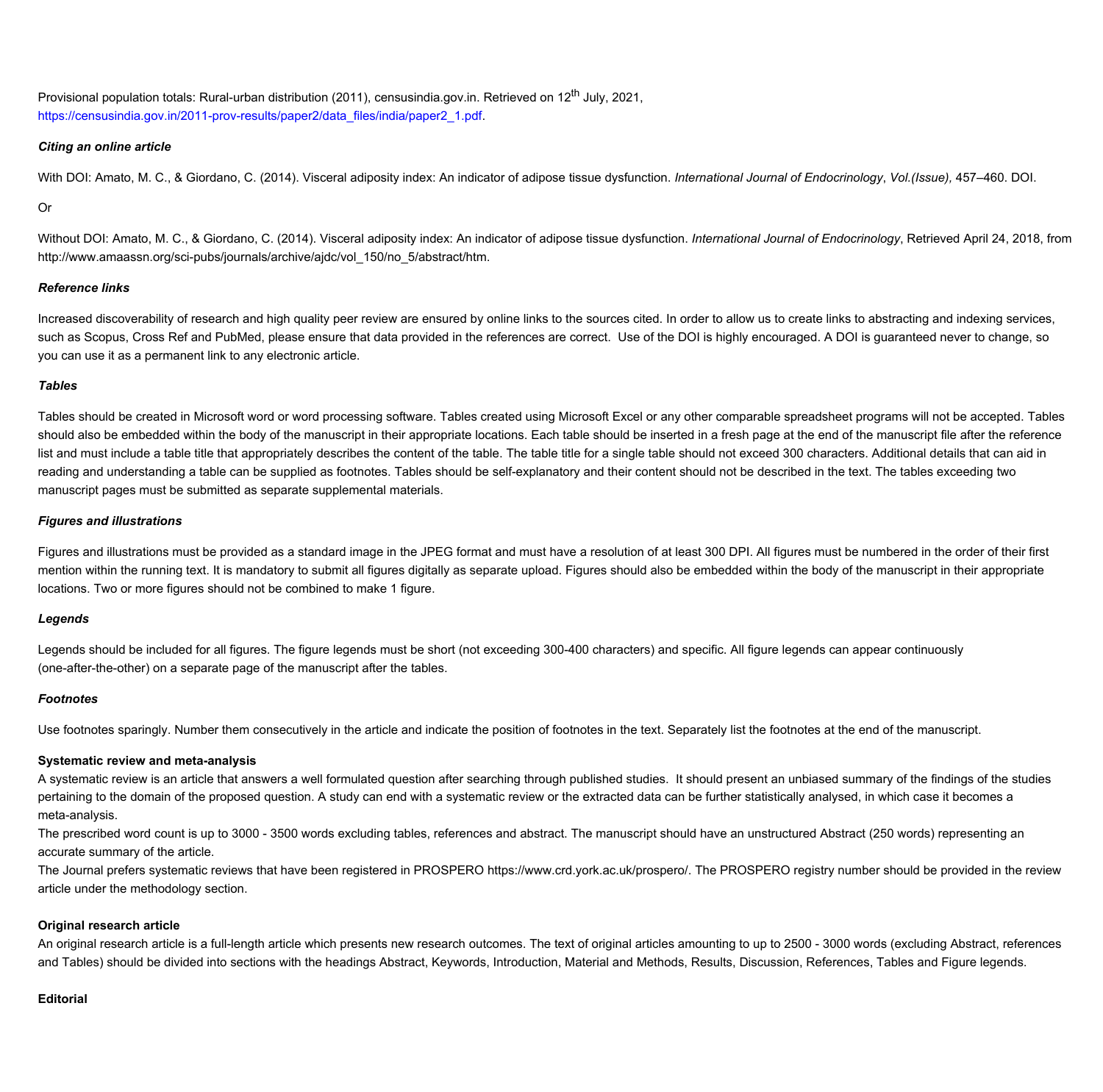Provisional population totals: Rural-urban distribution (2011), censusindia.gov.in. Retrieved on 12th July, 2021, https://censusindia.gov.in/2011-prov-results/paper2/data_files/india/paper2_1.pdf.

***Citing an online article***

With DOI: Amato, M. C., & Giordano, C. (2014). Visceral adiposity index: An indicator of adipose tissue dysfunction. *International Journal of Endocrinology*, *Vol.(Issue),* 457–460. DOI.

Or

Without DOI: Amato, M. C., & Giordano, C. (2014). Visceral adiposity index: An indicator of adipose tissue dysfunction. *International Journal of Endocrinology*, Retrieved April 24, 2018, from http://www.amaassn.org/sci-pubs/journals/archive/ajdc/vol_150/no_5/abstract/htm.

***Reference links***

Increased discoverability of research and high quality peer review are ensured by online links to the sources cited. In order to allow us to create links to abstracting and indexing services, such as Scopus, Cross Ref and PubMed, please ensure that data provided in the references are correct. Use of the DOI is highly encouraged. A DOI is guaranteed never to change, so you can use it as a permanent link to any electronic article.

***Tables***

Tables should be created in Microsoft word or word processing software. Tables created using Microsoft Excel or any other comparable spreadsheet programs will not be accepted. Tables should also be embedded within the body of the manuscript in their appropriate locations. Each table should be inserted in a fresh page at the end of the manuscript file after the reference list and must include a table title that appropriately describes the content of the table. The table title for a single table should not exceed 300 characters. Additional details that can aid in reading and understanding a table can be supplied as footnotes. Tables should be self-explanatory and their content should not be described in the text. The tables exceeding two manuscript pages must be submitted as separate supplemental materials.

***Figures and illustrations***

Figures and illustrations must be provided as a standard image in the JPEG format and must have a resolution of at least 300 DPI. All figures must be numbered in the order of their first mention within the running text. It is mandatory to submit all figures digitally as separate upload. Figures should also be embedded within the body of the manuscript in their appropriate locations. Two or more figures should not be combined to make 1 figure.

***Legends***

Legends should be included for all figures. The figure legends must be short (not exceeding 300-400 characters) and specific. All figure legends can appear continuously (one-after-the-other) on a separate page of the manuscript after the tables.

***Footnotes***

Use footnotes sparingly. Number them consecutively in the article and indicate the position of footnotes in the text. Separately list the footnotes at the end of the manuscript.

**Systematic review and meta-analysis**

A systematic review is an article that answers a well formulated question after searching through published studies. It should present an unbiased summary of the findings of the studies pertaining to the domain of the proposed question. A study can end with a systematic review or the extracted data can be further statistically analysed, in which case it becomes a meta-analysis.

The prescribed word count is up to 3000 - 3500 words excluding tables, references and abstract. The manuscript should have an unstructured Abstract (250 words) representing an accurate summary of the article.

The Journal prefers systematic reviews that have been registered in PROSPERO https://www.crd.york.ac.uk/prospero/. The PROSPERO registry number should be provided in the review article under the methodology section.

**Original research article**

An original research article is a full-length article which presents new research outcomes. The text of original articles amounting to up to 2500 - 3000 words (excluding Abstract, references and Tables) should be divided into sections with the headings Abstract, Keywords, Introduction, Material and Methods, Results, Discussion, References, Tables and Figure legends.

**Editorial**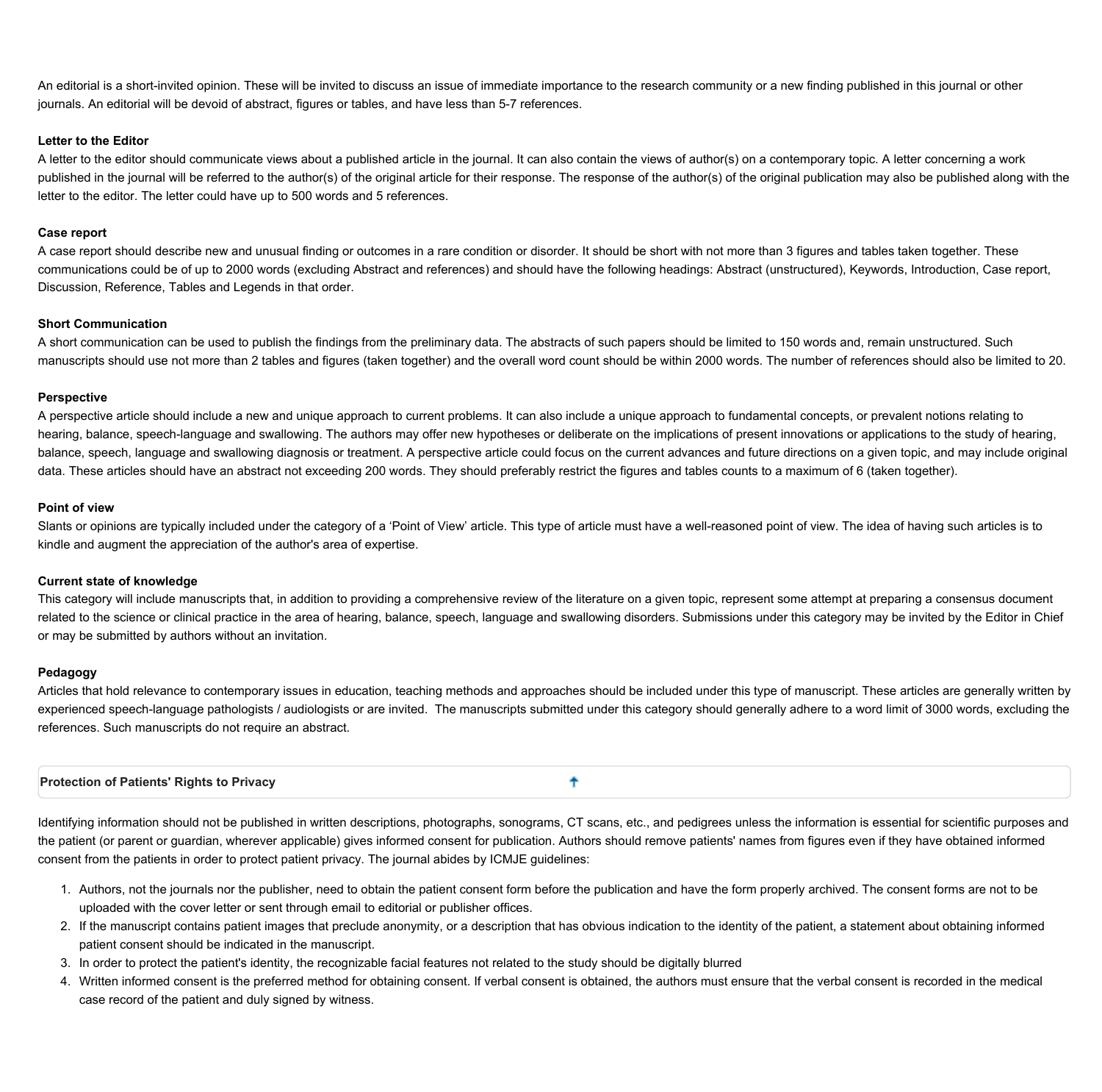An editorial is a short-invited opinion. These will be invited to discuss an issue of immediate importance to the research community or a new finding published in this journal or other journals. An editorial will be devoid of abstract, figures or tables, and have less than 5-7 references.

**Letter to the Editor**

A letter to the editor should communicate views about a published article in the journal. It can also contain the views of author(s) on a contemporary topic. A letter concerning a work published in the journal will be referred to the author(s) of the original article for their response. The response of the author(s) of the original publication may also be published along with the letter to the editor. The letter could have up to 500 words and 5 references.

**Case report**

A case report should describe new and unusual finding or outcomes in a rare condition or disorder. It should be short with not more than 3 figures and tables taken together. These communications could be of up to 2000 words (excluding Abstract and references) and should have the following headings: Abstract (unstructured), Keywords, Introduction, Case report, Discussion, Reference, Tables and Legends in that order.

**Short Communication**

A short communication can be used to publish the findings from the preliminary data. The abstracts of such papers should be limited to 150 words and, remain unstructured. Such manuscripts should use not more than 2 tables and figures (taken together) and the overall word count should be within 2000 words. The number of references should also be limited to 20.

**Perspective**

A perspective article should include a new and unique approach to current problems. It can also include a unique approach to fundamental concepts, or prevalent notions relating to hearing, balance, speech-language and swallowing. The authors may offer new hypotheses or deliberate on the implications of present innovations or applications to the study of hearing, balance, speech, language and swallowing diagnosis or treatment. A perspective article could focus on the current advances and future directions on a given topic, and may include original data. These articles should have an abstract not exceeding 200 words. They should preferably restrict the figures and tables counts to a maximum of 6 (taken together).

**Point of view**

Slants or opinions are typically included under the category of a 'Point of View' article. This type of article must have a well-reasoned point of view. The idea of having such articles is to kindle and augment the appreciation of the author's area of expertise.

**Current state of knowledge**

This category will include manuscripts that, in addition to providing a comprehensive review of the literature on a given topic, represent some attempt at preparing a consensus document related to the science or clinical practice in the area of hearing, balance, speech, language and swallowing disorders. Submissions under this category may be invited by the Editor in Chief or may be submitted by authors without an invitation.

**Pedagogy**

Articles that hold relevance to contemporary issues in education, teaching methods and approaches should be included under this type of manuscript. These articles are generally written by experienced speech-language pathologists / audiologists or are invited. The manuscripts submitted under this category should generally adhere to a word limit of 3000 words, excluding the references. Such manuscripts do not require an abstract.

## Protection of Patients' Rights to Privacy

Identifying information should not be published in written descriptions, photographs, sonograms, CT scans, etc., and pedigrees unless the information is essential for scientific purposes and the patient (or parent or guardian, wherever applicable) gives informed consent for publication. Authors should remove patients' names from figures even if they have obtained informed consent from the patients in order to protect patient privacy. The journal abides by ICMJE guidelines:

1. Authors, not the journals nor the publisher, need to obtain the patient consent form before the publication and have the form properly archived. The consent forms are not to be uploaded with the cover letter or sent through email to editorial or publisher offices.
2. If the manuscript contains patient images that preclude anonymity, or a description that has obvious indication to the identity of the patient, a statement about obtaining informed patient consent should be indicated in the manuscript.
3. In order to protect the patient's identity, the recognizable facial features not related to the study should be digitally blurred
4. Written informed consent is the preferred method for obtaining consent. If verbal consent is obtained, the authors must ensure that the verbal consent is recorded in the medical case record of the patient and duly signed by witness.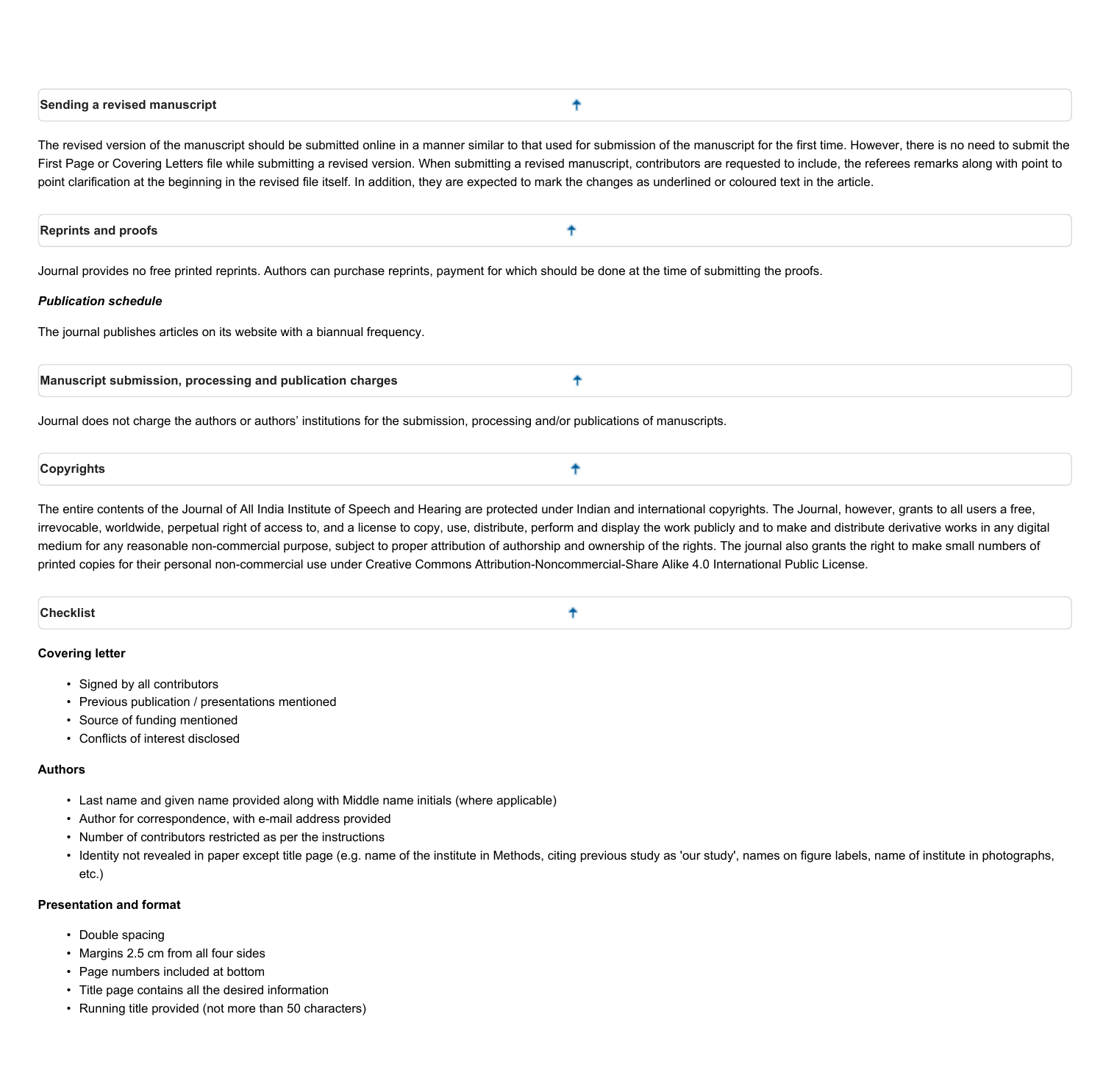## Sending a revised manuscript

The revised version of the manuscript should be submitted online in a manner similar to that used for submission of the manuscript for the first time. However, there is no need to submit the First Page or Covering Letters file while submitting a revised version. When submitting a revised manuscript, contributors are requested to include, the referees remarks along with point to point clarification at the beginning in the revised file itself. In addition, they are expected to mark the changes as underlined or coloured text in the article.

## Reprints and proofs

Journal provides no free printed reprints. Authors can purchase reprints, payment for which should be done at the time of submitting the proofs.

***Publication schedule***

The journal publishes articles on its website with a biannual frequency.

## Manuscript submission, processing and publication charges

Journal does not charge the authors or authors' institutions for the submission, processing and/or publications of manuscripts.

## Copyrights

The entire contents of the Journal of All India Institute of Speech and Hearing are protected under Indian and international copyrights. The Journal, however, grants to all users a free, irrevocable, worldwide, perpetual right of access to, and a license to copy, use, distribute, perform and display the work publicly and to make and distribute derivative works in any digital medium for any reasonable non-commercial purpose, subject to proper attribution of authorship and ownership of the rights. The journal also grants the right to make small numbers of printed copies for their personal non-commercial use under Creative Commons Attribution-Noncommercial-Share Alike 4.0 International Public License.

## Checklist

**Covering letter**

- Signed by all contributors
- Previous publication / presentations mentioned
- Source of funding mentioned
- Conflicts of interest disclosed

**Authors**

- Last name and given name provided along with Middle name initials (where applicable)
- Author for correspondence, with e-mail address provided
- Number of contributors restricted as per the instructions
- Identity not revealed in paper except title page (e.g. name of the institute in Methods, citing previous study as 'our study', names on figure labels, name of institute in photographs, etc.)

**Presentation and format**

- Double spacing
- Margins 2.5 cm from all four sides
- Page numbers included at bottom
- Title page contains all the desired information
- Running title provided (not more than 50 characters)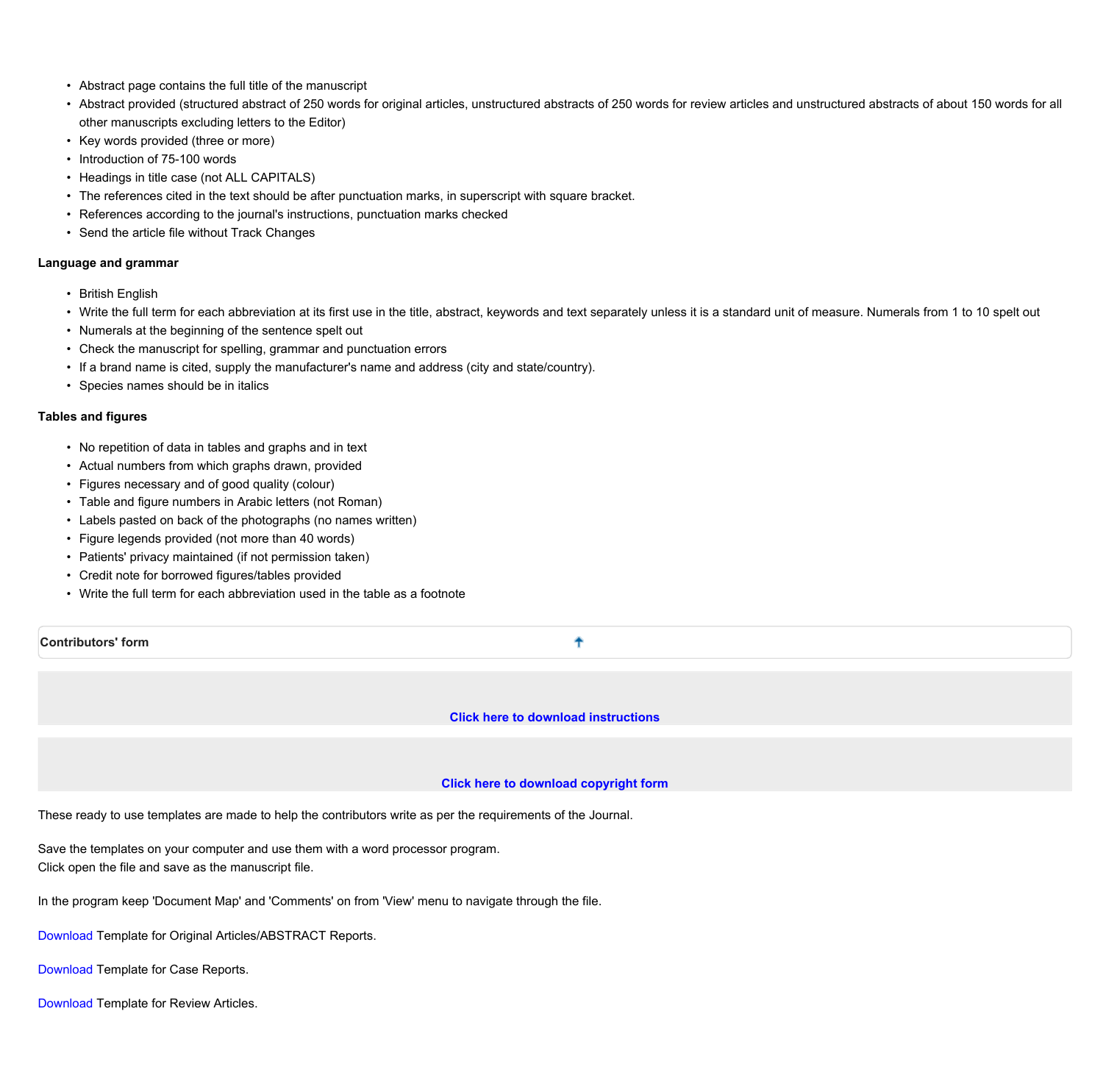- Abstract page contains the full title of the manuscript
- Abstract provided (structured abstract of 250 words for original articles, unstructured abstracts of 250 words for review articles and unstructured abstracts of about 150 words for all other manuscripts excluding letters to the Editor)
- Key words provided (three or more)
- Introduction of 75-100 words
- Headings in title case (not ALL CAPITALS)
- The references cited in the text should be after punctuation marks, in superscript with square bracket.
- References according to the journal's instructions, punctuation marks checked
- Send the article file without Track Changes

**Language and grammar**

- British English
- Write the full term for each abbreviation at its first use in the title, abstract, keywords and text separately unless it is a standard unit of measure. Numerals from 1 to 10 spelt out
- Numerals at the beginning of the sentence spelt out
- Check the manuscript for spelling, grammar and punctuation errors
- If a brand name is cited, supply the manufacturer's name and address (city and state/country).
- Species names should be in italics

**Tables and figures**

- No repetition of data in tables and graphs and in text
- Actual numbers from which graphs drawn, provided
- Figures necessary and of good quality (colour)
- Table and figure numbers in Arabic letters (not Roman)
- Labels pasted on back of the photographs (no names written)
- Figure legends provided (not more than 40 words)
- Patients' privacy maintained (if not permission taken)
- Credit note for borrowed figures/tables provided
- Write the full term for each abbreviation used in the table as a footnote

**Contributors' form**

**Click here to download instructions**

**Click here to download copyright form**

These ready to use templates are made to help the contributors write as per the requirements of the Journal.

Save the templates on your computer and use them with a word processor program.
Click open the file and save as the manuscript file.

In the program keep 'Document Map' and 'Comments' on from 'View' menu to navigate through the file.

Download Template for Original Articles/ABSTRACT Reports.

Download Template for Case Reports.

Download Template for Review Articles.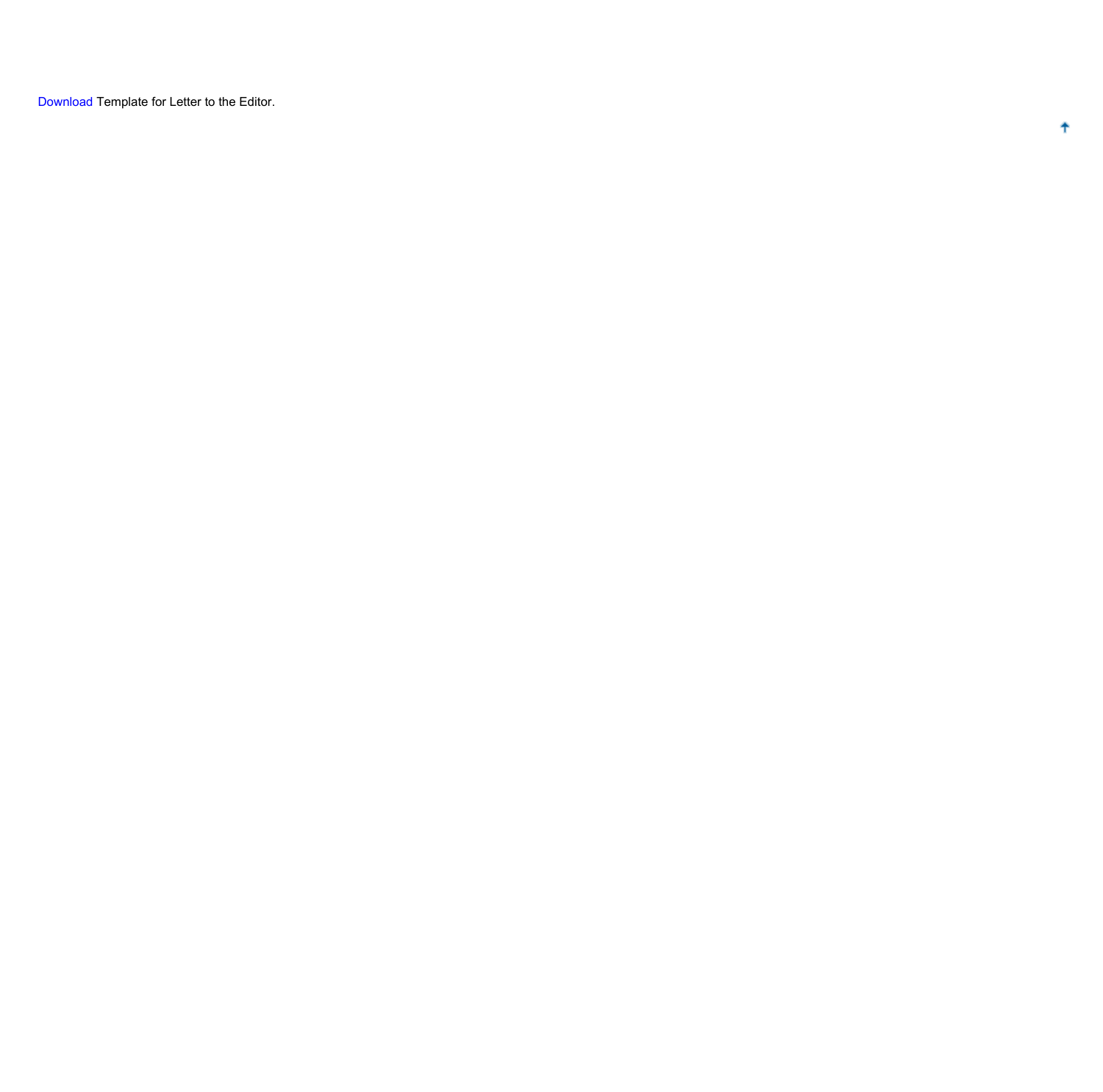Download Template for Letter to the Editor.